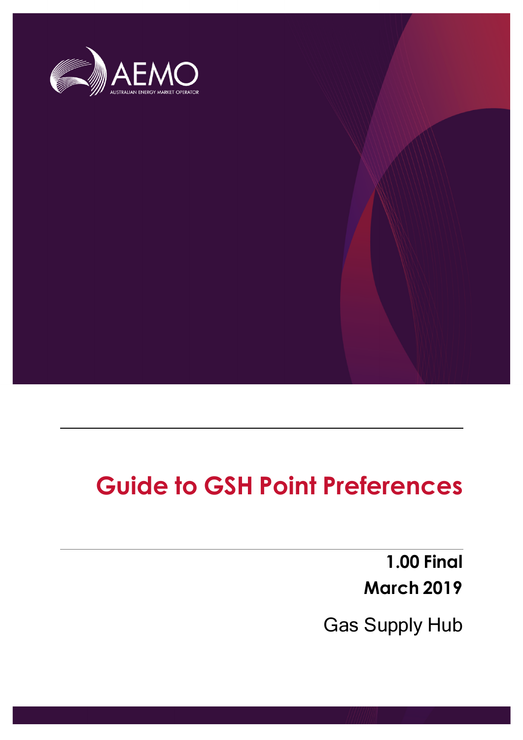AEMO

AUSTRALIAN ENERGY MARKET OPERATOR

# Guide to GSH Point Preferences

**1.00 Final**

**March 2019**

Gas Supply Hub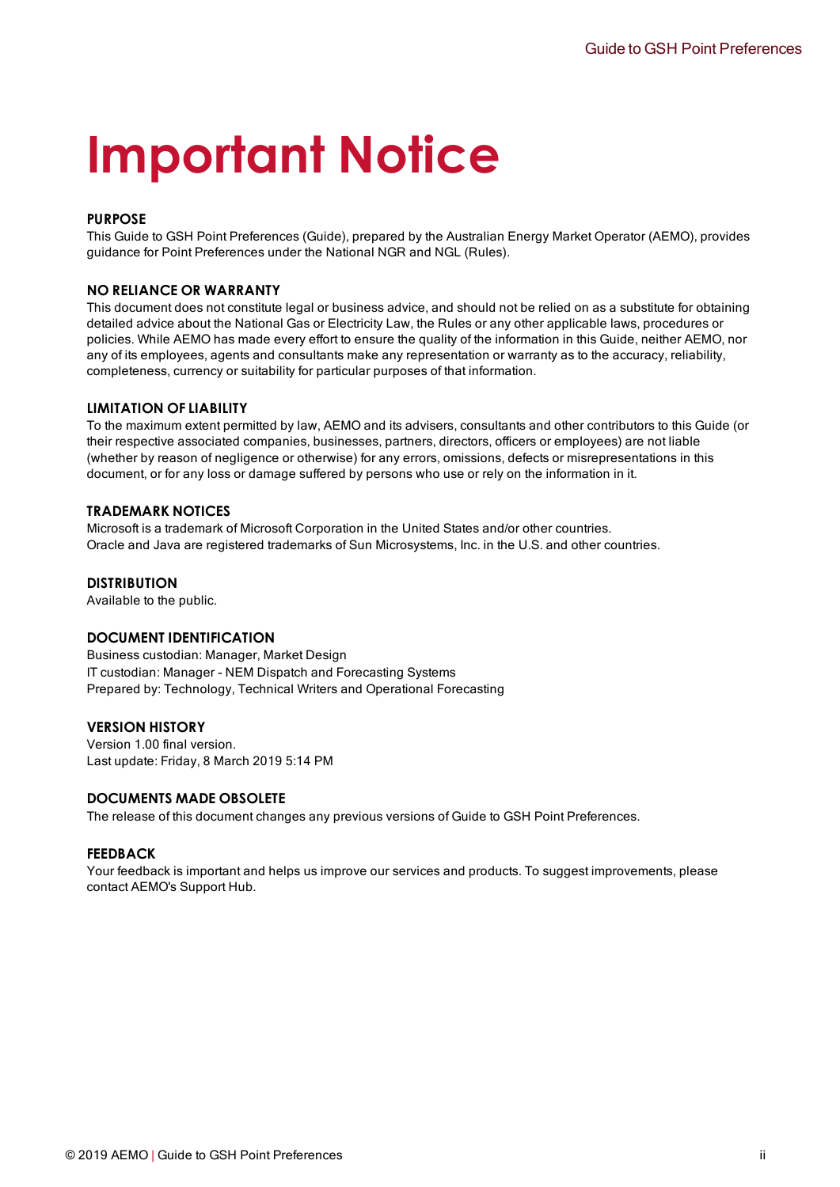# Important Notice

## PURPOSE

This Guide to GSH Point Preferences (Guide), prepared by the Australian Energy Market Operator (AEMO), provides guidance for Point Preferences under the National NGR and NGL (Rules).

## NO RELIANCE OR WARRANTY

This document does not constitute legal or business advice, and should not be relied on as a substitute for obtaining detailed advice about the National Gas or Electricity Law, the Rules or any other applicable laws, procedures or policies. While AEMO has made every effort to ensure the quality of the information in this Guide, neither AEMO, nor any of its employees, agents and consultants make any representation or warranty as to the accuracy, reliability, completeness, currency or suitability for particular purposes of that information.

## LIMITATION OF LIABILITY

To the maximum extent permitted by law, AEMO and its advisers, consultants and other contributors to this Guide (or their respective associated companies, businesses, partners, directors, officers or employees) are not liable (whether by reason of negligence or otherwise) for any errors, omissions, defects or misrepresentations in this document, or for any loss or damage suffered by persons who use or rely on the information in it.

## TRADEMARK NOTICES

Microsoft is a trademark of Microsoft Corporation in the United States and/or other countries.
Oracle and Java are registered trademarks of Sun Microsystems, Inc. in the U.S. and other countries.

## DISTRIBUTION

Available to the public.

## DOCUMENT IDENTIFICATION

Business custodian: Manager, Market Design
IT custodian: Manager - NEM Dispatch and Forecasting Systems
Prepared by: Technology, Technical Writers and Operational Forecasting

## VERSION HISTORY

Version 1.00 final version.
Last update: Friday, 8 March 2019 5:14 PM

## DOCUMENTS MADE OBSOLETE

The release of this document changes any previous versions of Guide to GSH Point Preferences.

## FEEDBACK

Your feedback is important and helps us improve our services and products. To suggest improvements, please contact AEMO's Support Hub.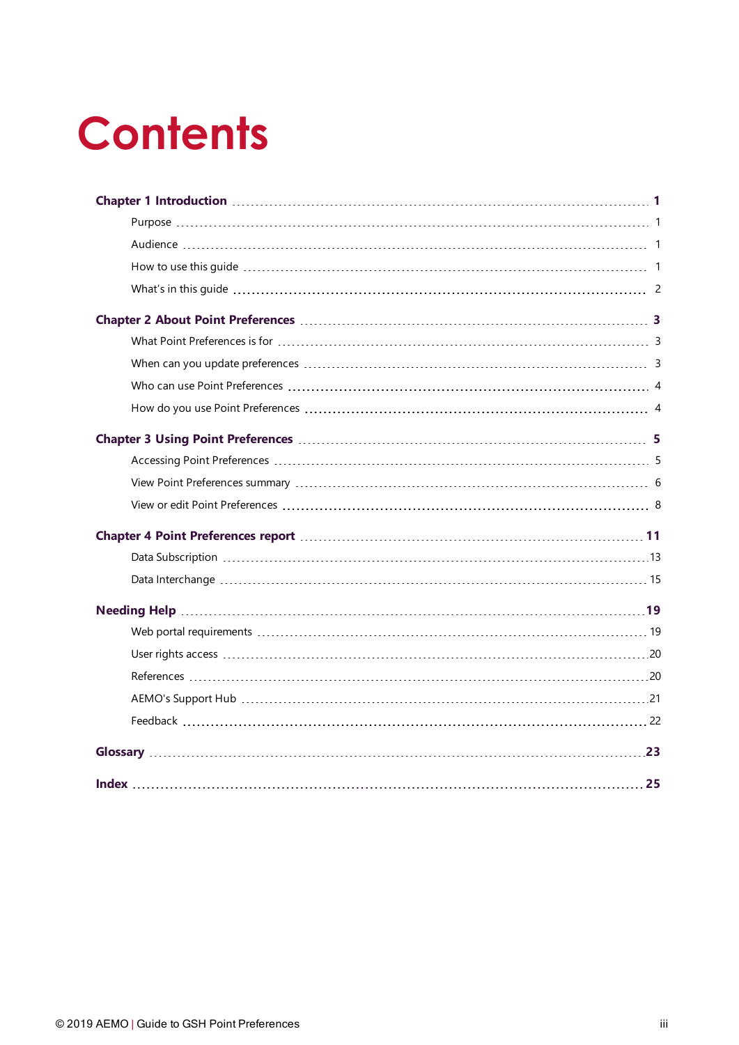# Contents

**Chapter 1 Introduction** **1**

- Purpose 1
- Audience 1
- How to use this guide 1
- What's in this guide 2

**Chapter 2 About Point Preferences** **3**

- What Point Preferences is for 3
- When can you update preferences 3
- Who can use Point Preferences 4
- How do you use Point Preferences 4

**Chapter 3 Using Point Preferences** **5**

- Accessing Point Preferences 5
- View Point Preferences summary 6
- View or edit Point Preferences 8

**Chapter 4 Point Preferences report** **11**

- Data Subscription 13
- Data Interchange 15

**Needing Help** **19**

- Web portal requirements 19
- User rights access 20
- References 20
- AEMO's Support Hub 21
- Feedback 22

**Glossary** **23**

**Index** **25**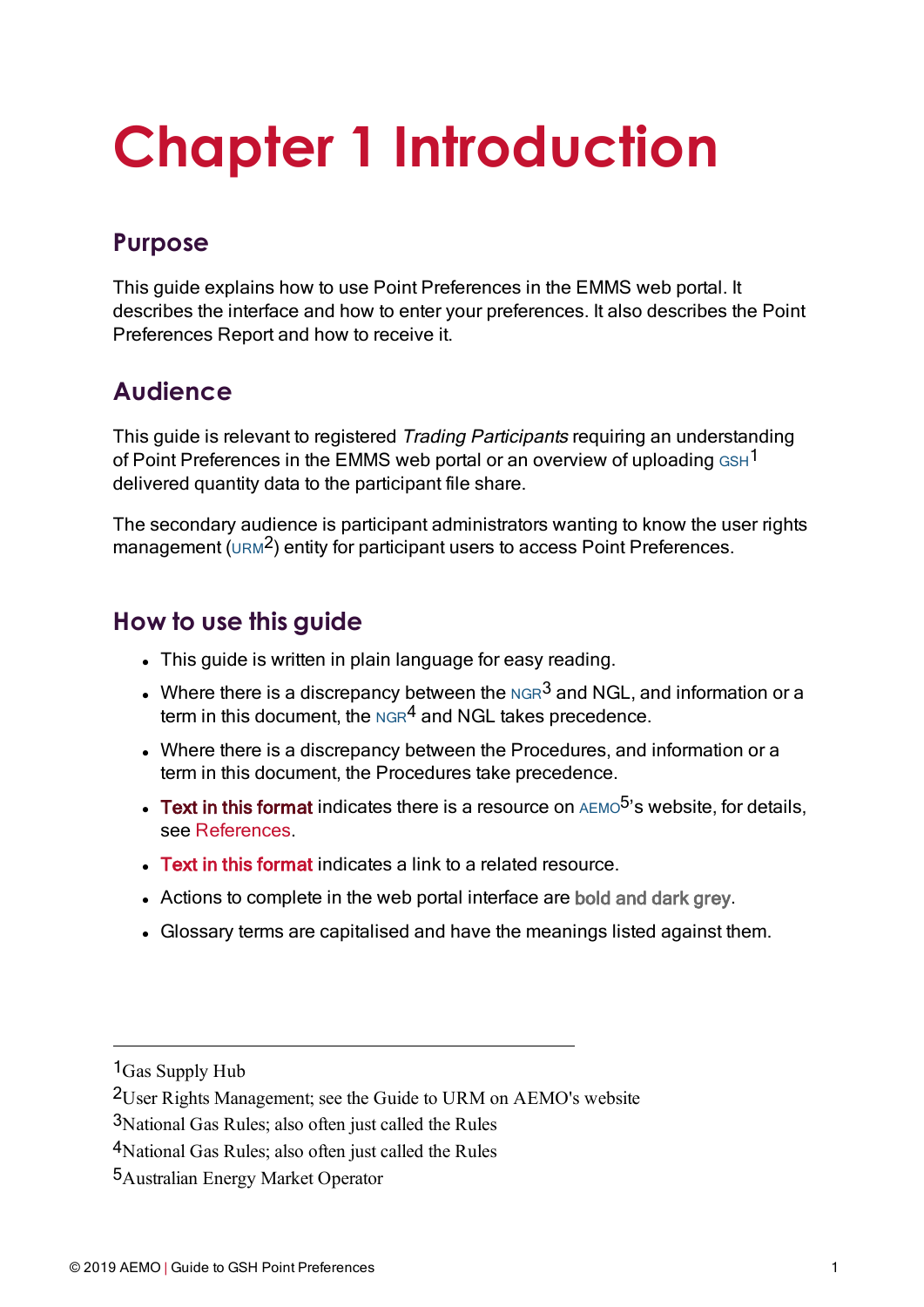# Chapter 1 Introduction

## Purpose

This guide explains how to use Point Preferences in the EMMS web portal. It describes the interface and how to enter your preferences. It also describes the Point Preferences Report and how to receive it.

## Audience

This guide is relevant to registered *Trading Participants* requiring an understanding of Point Preferences in the EMMS web portal or an overview of uploading GSH[1] delivered quantity data to the participant file share.

The secondary audience is participant administrators wanting to know the user rights management (URM[2]) entity for participant users to access Point Preferences.

## How to use this guide

- This guide is written in plain language for easy reading.
- Where there is a discrepancy between the NGR[3] and NGL, and information or a term in this document, the NGR[4] and NGL takes precedence.
- Where there is a discrepancy between the Procedures, and information or a term in this document, the Procedures take precedence.
- **Text in this format** indicates there is a resource on AEMO[5]'s website, for details, see References.
- **Text in this format** indicates a link to a related resource.
- Actions to complete in the web portal interface are **bold and dark grey**.
- Glossary terms are capitalised and have the meanings listed against them.

---

[1] Gas Supply Hub

[2] User Rights Management; see the Guide to URM on AEMO's website

[3] National Gas Rules; also often just called the Rules

[4] National Gas Rules; also often just called the Rules

[5] Australian Energy Market Operator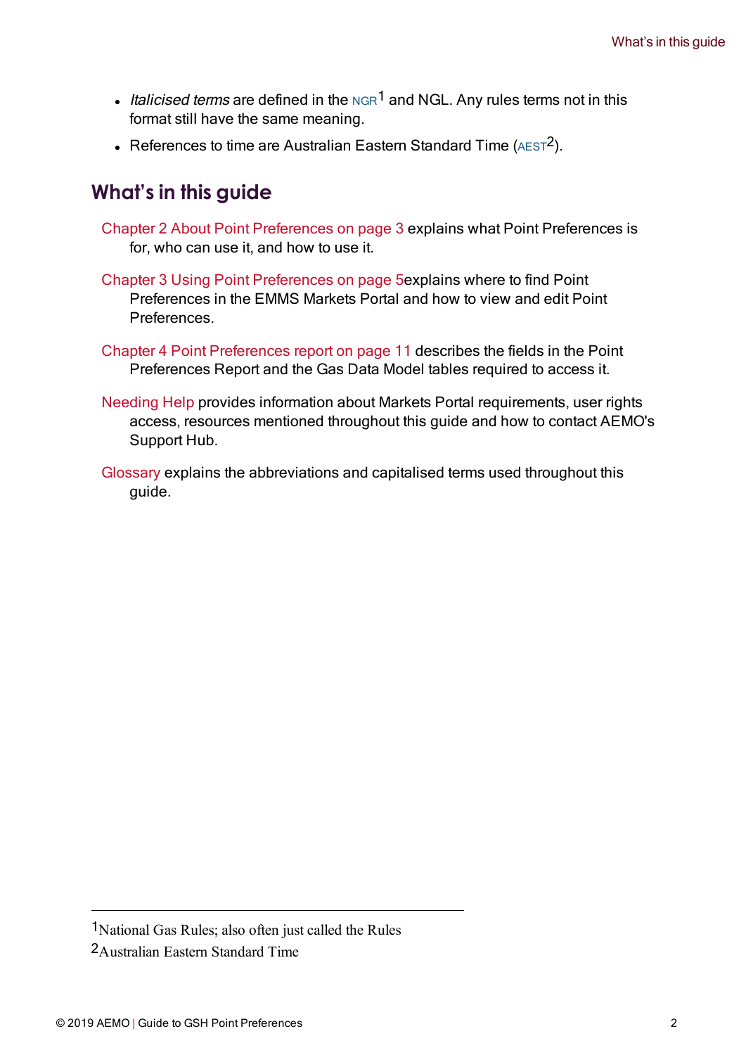- *Italicised terms* are defined in the NGR[1] and NGL. Any rules terms not in this format still have the same meaning.
- References to time are Australian Eastern Standard Time (AEST[2]).

## What's in this guide

Chapter 2 About Point Preferences on page 3 explains what Point Preferences is for, who can use it, and how to use it.

Chapter 3 Using Point Preferences on page 5explains where to find Point Preferences in the EMMS Markets Portal and how to view and edit Point Preferences.

Chapter 4 Point Preferences report on page 11 describes the fields in the Point Preferences Report and the Gas Data Model tables required to access it.

Needing Help provides information about Markets Portal requirements, user rights access, resources mentioned throughout this guide and how to contact AEMO's Support Hub.

Glossary explains the abbreviations and capitalised terms used throughout this guide.

---

[1] National Gas Rules; also often just called the Rules

[2] Australian Eastern Standard Time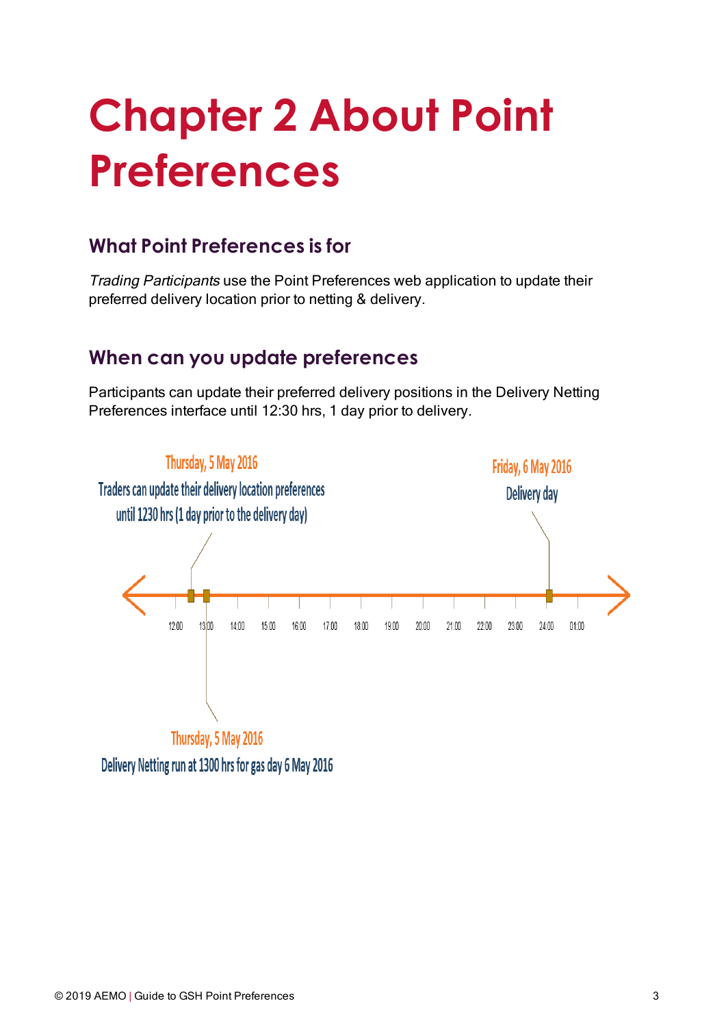# Chapter 2 About Point Preferences

## What Point Preferences is for

*Trading Participants* use the Point Preferences web application to update their preferred delivery location prior to netting & delivery.

## When can you update preferences

Participants can update their preferred delivery positions in the Delivery Netting Preferences interface until 12:30 hrs, 1 day prior to delivery.

Thursday, 5 May 2016

Traders can update their delivery location preferences until 1230 hrs (1 day prior to the delivery day)

Friday, 6 May 2016

Delivery day

12:00 13:00 14:00 15:00 16:00 17:00 18:00 19:00 20:00 21:00 22:00 23:00 24:00 01:00

Thursday, 5 May 2016

Delivery Netting run at 1300 hrs for gas day 6 May 2016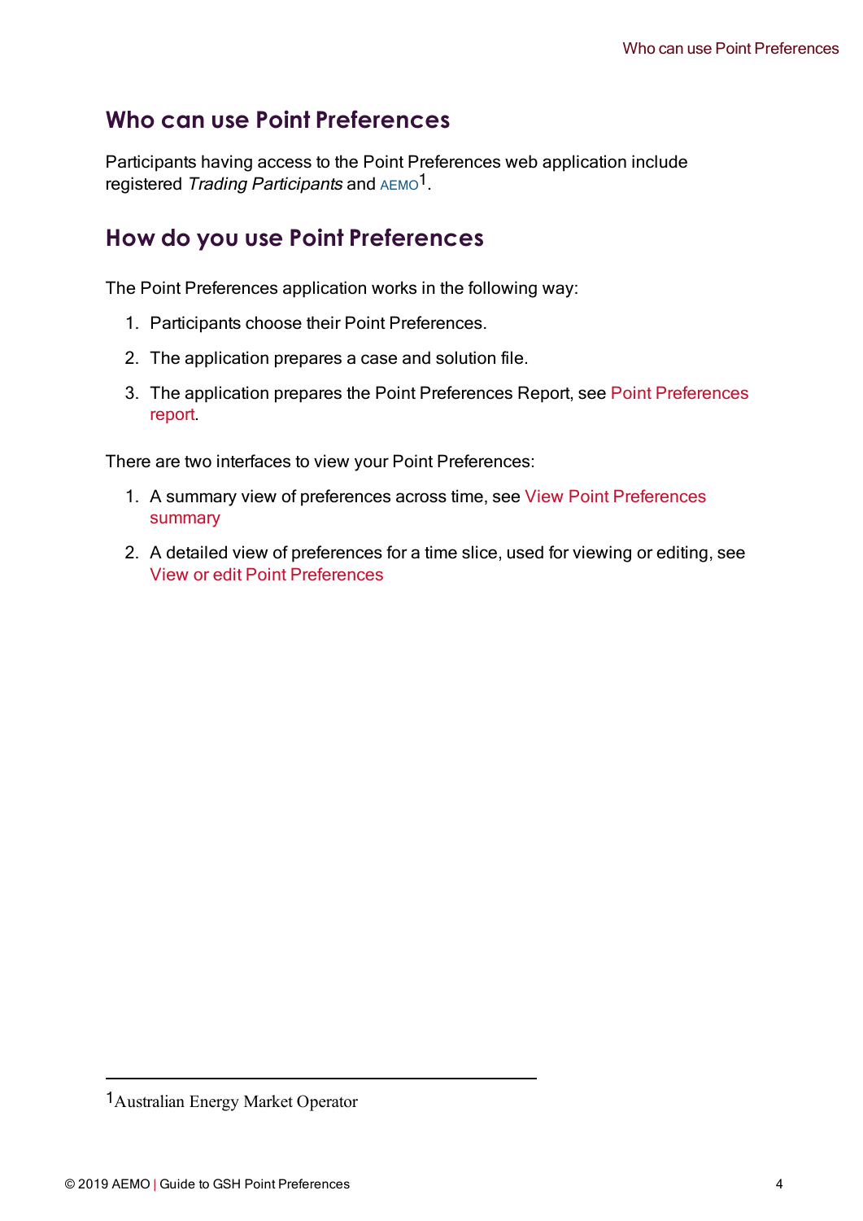## Who can use Point Preferences

Participants having access to the Point Preferences web application include registered *Trading Participants* and AEMO[1].

## How do you use Point Preferences

The Point Preferences application works in the following way:

1. Participants choose their Point Preferences.
2. The application prepares a case and solution file.
3. The application prepares the Point Preferences Report, see Point Preferences report.

There are two interfaces to view your Point Preferences:

1. A summary view of preferences across time, see View Point Preferences summary
2. A detailed view of preferences for a time slice, used for viewing or editing, see View or edit Point Preferences

---

[1] Australian Energy Market Operator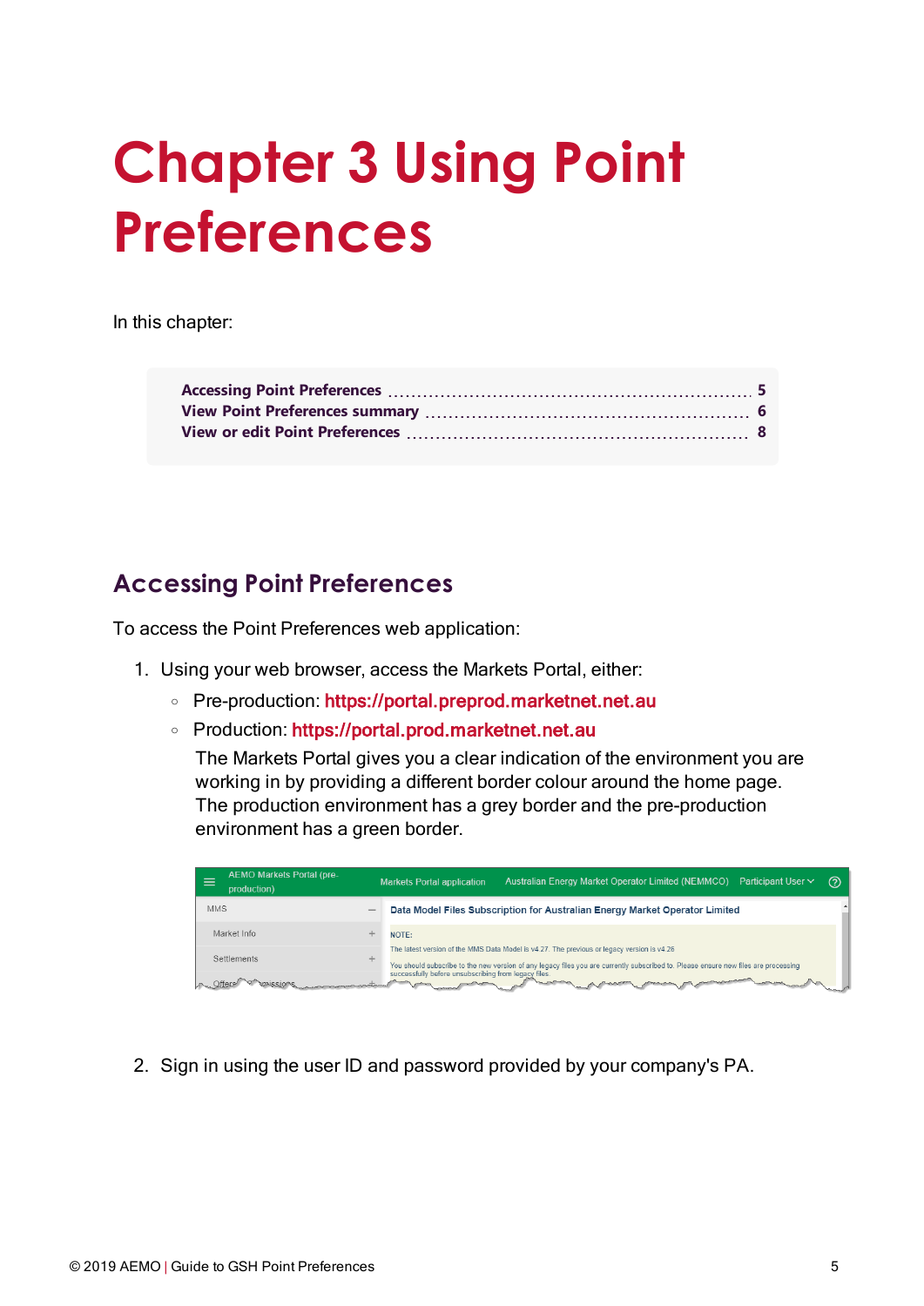# Chapter 3 Using Point Preferences

In this chapter:

- Accessing Point Preferences ........ 5
- View Point Preferences summary ........ 6
- View or edit Point Preferences ........ 8

## Accessing Point Preferences

To access the Point Preferences web application:

1. Using your web browser, access the Markets Portal, either:
   - Pre-production: https://portal.preprod.marketnet.net.au
   - Production: https://portal.prod.marketnet.net.au

   The Markets Portal gives you a clear indication of the environment you are working in by providing a different border colour around the home page. The production environment has a grey border and the pre-production environment has a green border.

2. Sign in using the user ID and password provided by your company's PA.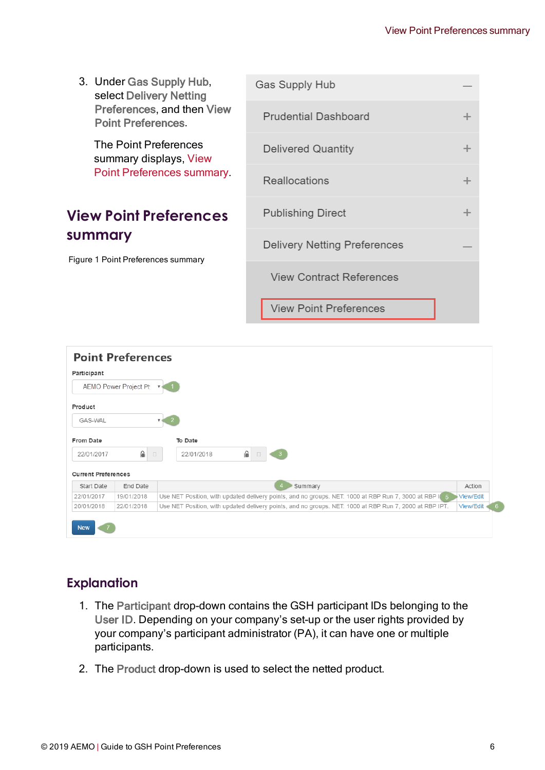3. Under Gas Supply Hub, select Delivery Netting Preferences, and then View Point Preferences.

   The Point Preferences summary displays, View Point Preferences summary.

Gas Supply Hub

- Prudential Dashboard
- Delivered Quantity
- Reallocations
- Publishing Direct
- Delivery Netting Preferences
  - View Contract References
  - View Point Preferences

## View Point Preferences summary

Figure 1 Point Preferences summary

**Point Preferences**

Participant: AEMO Power Project Pt (1)

Product: GAS-WAL (2)

From Date: 22/01/2017 To Date: 22/01/2018 (3)

Current Preferences

| Start Date | End Date | Summary (4) | Action |
|---|---|---|---|
| 22/01/2017 | 19/01/2018 | Use NET Position, with updated delivery points, and no groups. NET: 1000 at RBP Run 7, 3000 at RBP I (5) | View/Edit |
| 20/01/2018 | 22/01/2018 | Use NET Position, with updated delivery points, and no groups. NET: 1000 at RBP Run 7, 2000 at RBP IPT. | View/Edit (6) |

New (7)

## Explanation

1. The Participant drop-down contains the GSH participant IDs belonging to the User ID. Depending on your company's set-up or the user rights provided by your company's participant administrator (PA), it can have one or multiple participants.

2. The Product drop-down is used to select the netted product.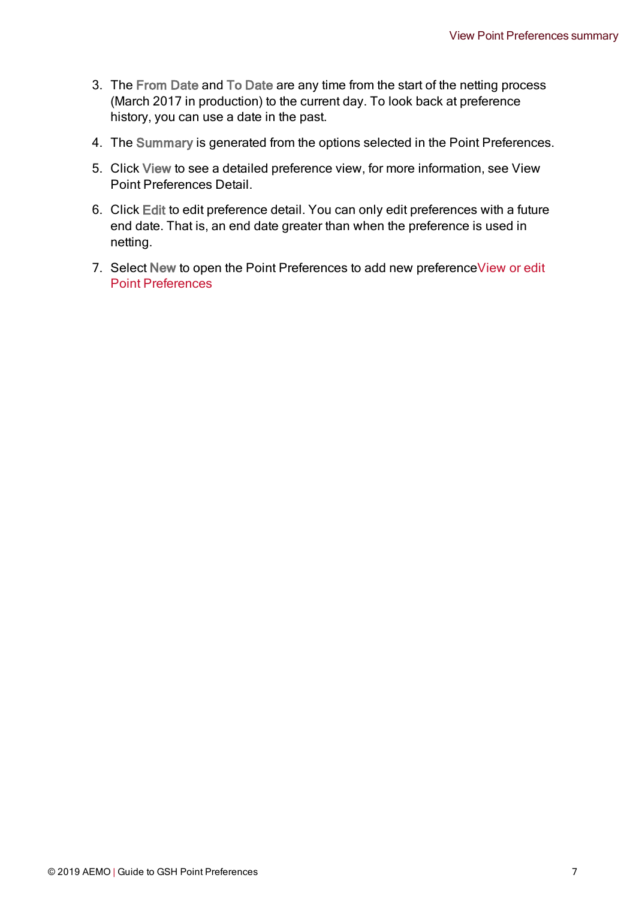3. The **From Date** and **To Date** are any time from the start of the netting process (March 2017 in production) to the current day. To look back at preference history, you can use a date in the past.
4. The **Summary** is generated from the options selected in the Point Preferences.
5. Click **View** to see a detailed preference view, for more information, see View Point Preferences Detail.
6. Click **Edit** to edit preference detail. You can only edit preferences with a future end date. That is, an end date greater than when the preference is used in netting.
7. Select **New** to open the Point Preferences to add new preferenceView or edit Point Preferences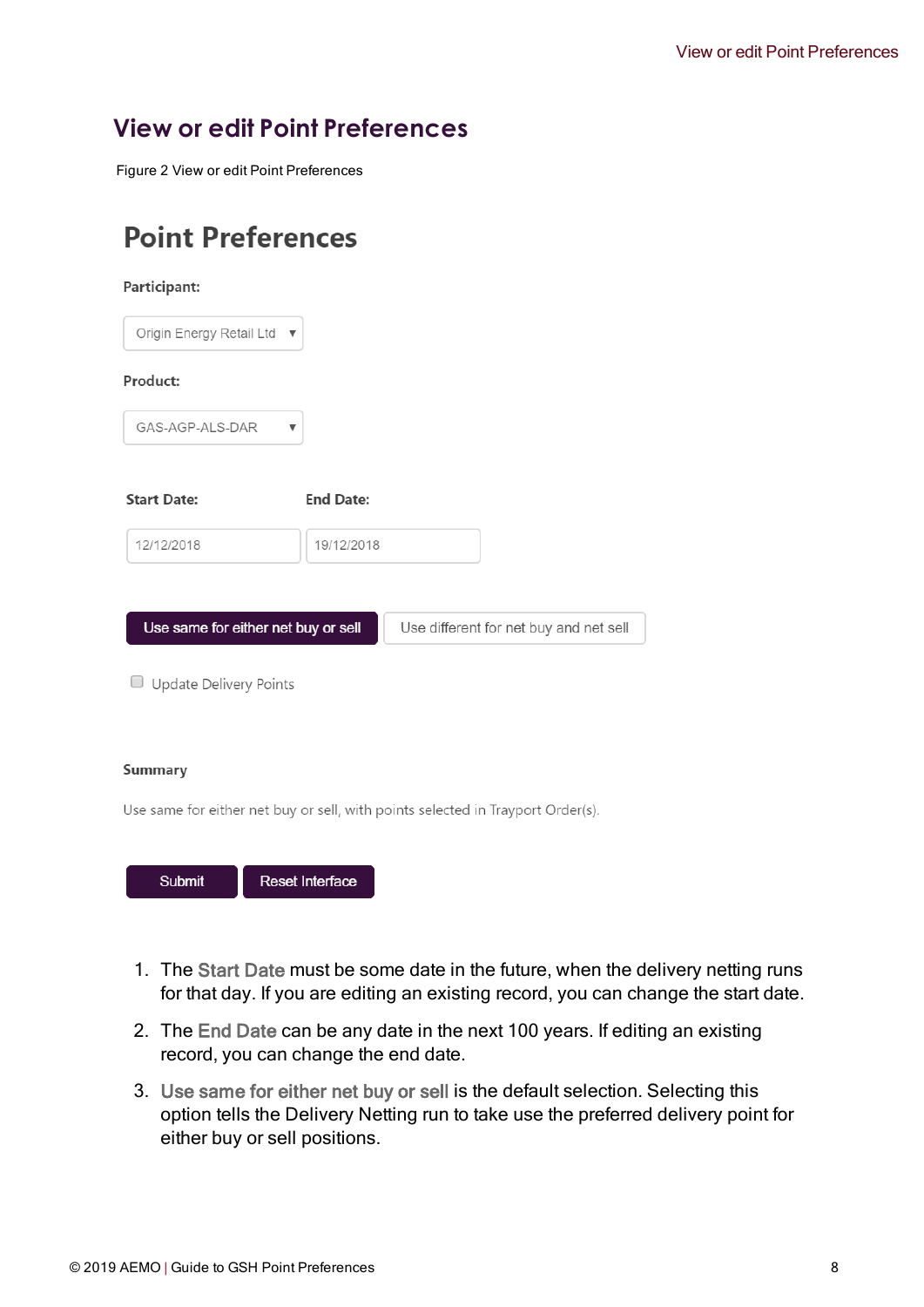## View or edit Point Preferences

Figure 2 View or edit Point Preferences

# Point Preferences

**Participant:**

Origin Energy Retail Ltd

**Product:**

GAS-AGP-ALS-DAR

**Start Date:** 12/12/2018

**End Date:** 19/12/2018

Use same for either net buy or sell | Use different for net buy and net sell

Update Delivery Points

**Summary**

Use same for either net buy or sell, with points selected in Trayport Order(s).

Submit | Reset Interface

1. The Start Date must be some date in the future, when the delivery netting runs for that day. If you are editing an existing record, you can change the start date.
2. The End Date can be any date in the next 100 years. If editing an existing record, you can change the end date.
3. Use same for either net buy or sell is the default selection. Selecting this option tells the Delivery Netting run to take use the preferred delivery point for either buy or sell positions.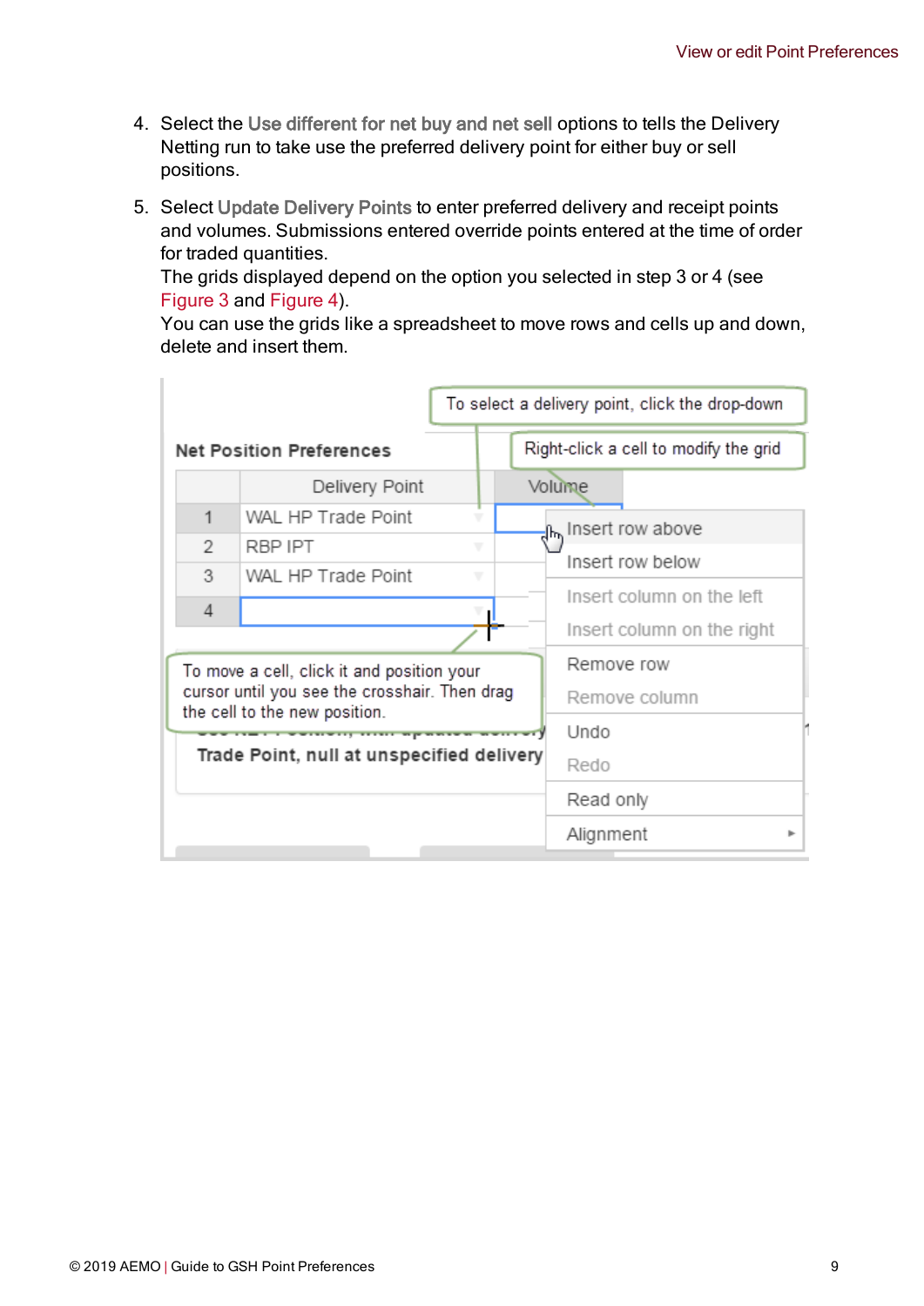4. Select the Use different for net buy and net sell options to tells the Delivery Netting run to take use the preferred delivery point for either buy or sell positions.

5. Select Update Delivery Points to enter preferred delivery and receipt points and volumes. Submissions entered override points entered at the time of order for traded quantities.
   The grids displayed depend on the option you selected in step 3 or 4 (see Figure 3 and Figure 4).
   You can use the grids like a spreadsheet to move rows and cells up and down, delete and insert them.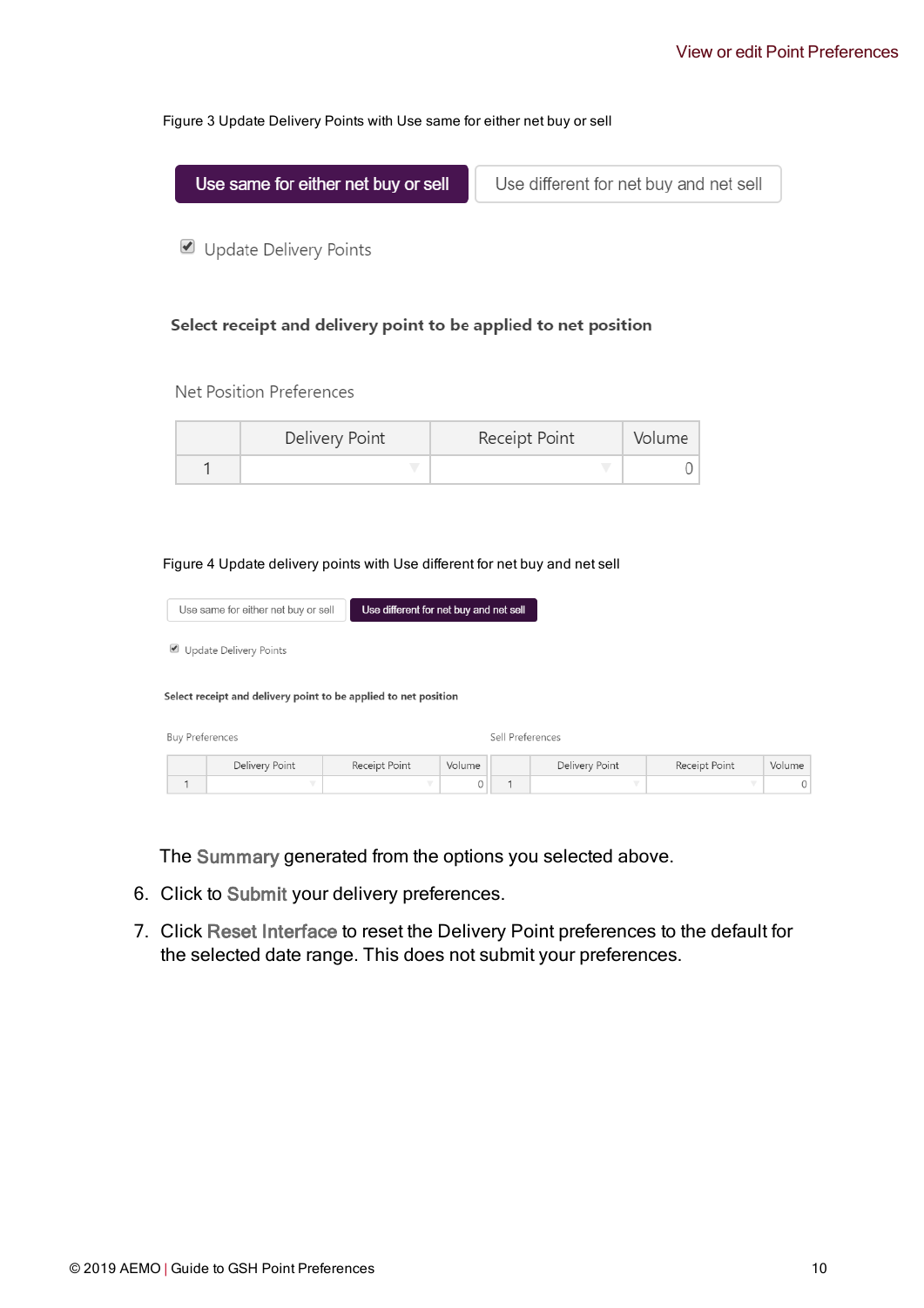Figure 3 Update Delivery Points with Use same for either net buy or sell

Use same for either net buy or sell | Use different for net buy and net sell

☑ Update Delivery Points

**Select receipt and delivery point to be applied to net position**

Net Position Preferences

| | Delivery Point | Receipt Point | Volume |
|---|---|---|---|
| 1 | | | 0 |

Figure 4 Update delivery points with Use different for net buy and net sell

Use same for either net buy or sell | Use different for net buy and net sell

☑ Update Delivery Points

**Select receipt and delivery point to be applied to net position**

Buy Preferences

| | Delivery Point | Receipt Point | Volume |
|---|---|---|---|
| 1 | | | 0 |

Sell Preferences

| | Delivery Point | Receipt Point | Volume |
|---|---|---|---|
| 1 | | | 0 |

The Summary generated from the options you selected above.

6. Click to Submit your delivery preferences.
7. Click Reset Interface to reset the Delivery Point preferences to the default for the selected date range. This does not submit your preferences.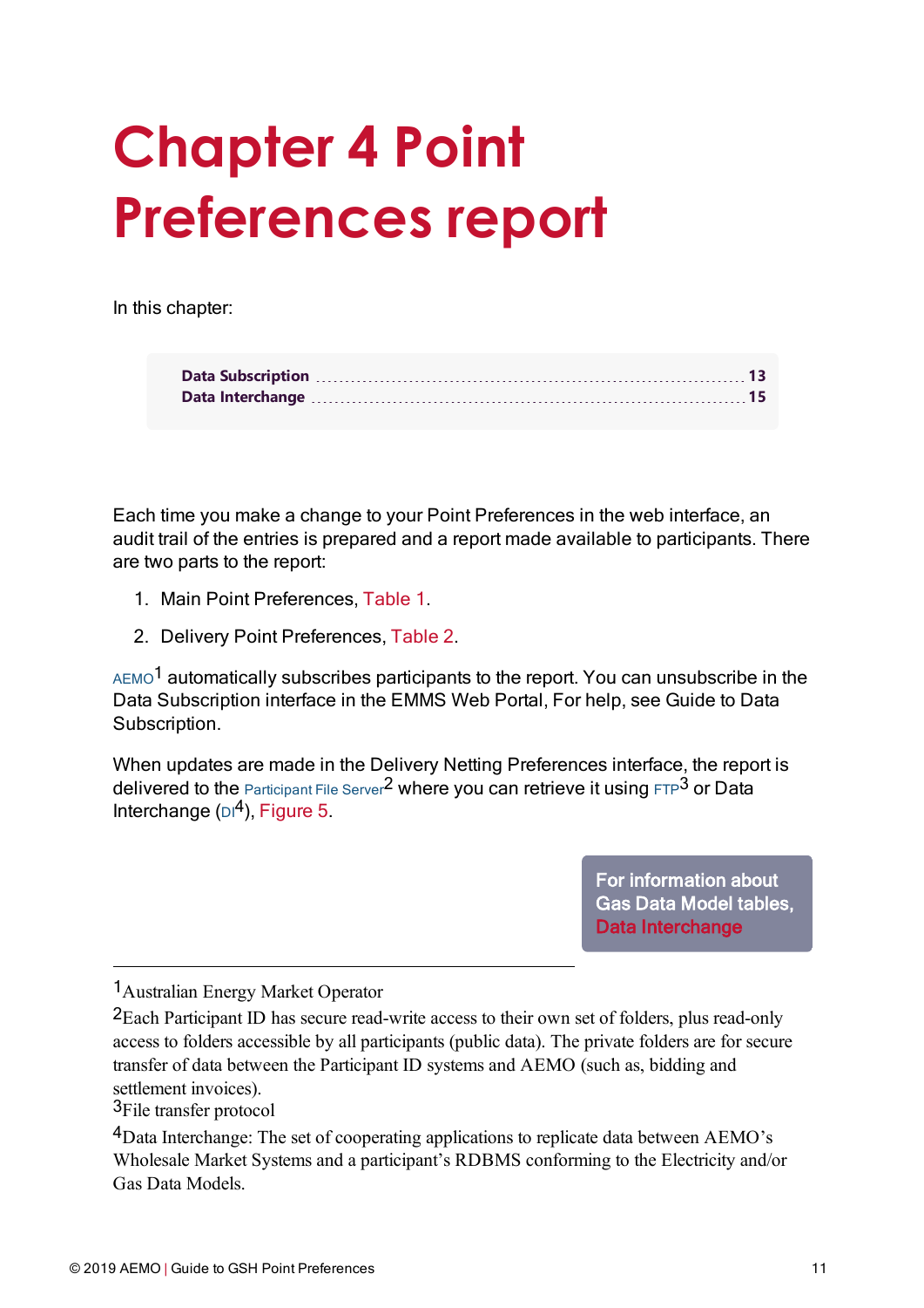# Chapter 4 Point Preferences report

In this chapter:

| | |
|---|---|
| **Data Subscription** | **13** |
| **Data Interchange** | **15** |

Each time you make a change to your Point Preferences in the web interface, an audit trail of the entries is prepared and a report made available to participants. There are two parts to the report:

1. Main Point Preferences, Table 1.
2. Delivery Point Preferences, Table 2.

AEMO[1] automatically subscribes participants to the report. You can unsubscribe in the Data Subscription interface in the EMMS Web Portal, For help, see Guide to Data Subscription.

When updates are made in the Delivery Netting Preferences interface, the report is delivered to the Participant File Server[2] where you can retrieve it using FTP[3] or Data Interchange (DI[4]), Figure 5.

> For information about Gas Data Model tables, Data Interchange

---

[1]Australian Energy Market Operator

[2]Each Participant ID has secure read-write access to their own set of folders, plus read-only access to folders accessible by all participants (public data). The private folders are for secure transfer of data between the Participant ID systems and AEMO (such as, bidding and settlement invoices).

[3]File transfer protocol

[4]Data Interchange: The set of cooperating applications to replicate data between AEMO's Wholesale Market Systems and a participant's RDBMS conforming to the Electricity and/or Gas Data Models.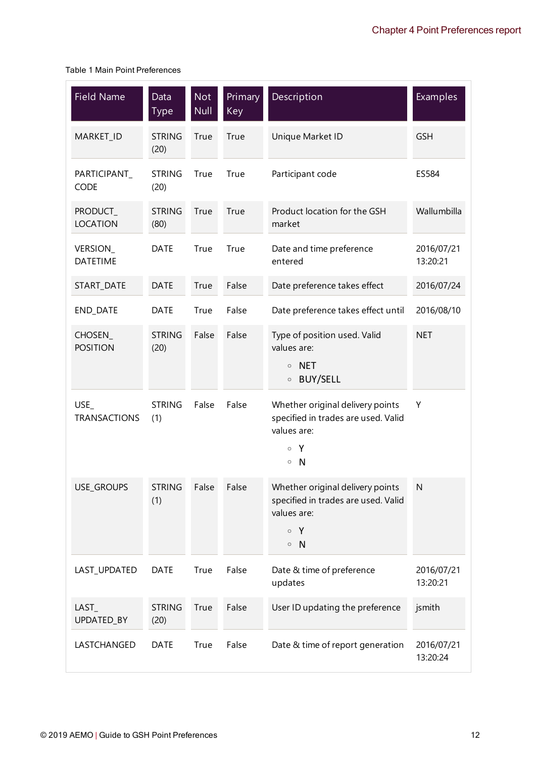Table 1 Main Point Preferences

| Field Name | Data Type | Not Null | Primary Key | Description | Examples |
|---|---|---|---|---|---|
| MARKET_ID | STRING (20) | True | True | Unique Market ID | GSH |
| PARTICIPANT_CODE | STRING (20) | True | True | Participant code | ES584 |
| PRODUCT_LOCATION | STRING (80) | True | True | Product location for the GSH market | Wallumbilla |
| VERSION_DATETIME | DATE | True | True | Date and time preference entered | 2016/07/21 13:20:21 |
| START_DATE | DATE | True | False | Date preference takes effect | 2016/07/24 |
| END_DATE | DATE | True | False | Date preference takes effect until | 2016/08/10 |
| CHOSEN_POSITION | STRING (20) | False | False | Type of position used. Valid values are: <br>◦ NET <br>◦ BUY/SELL | NET |
| USE_TRANSACTIONS | STRING (1) | False | False | Whether original delivery points specified in trades are used. Valid values are: <br>◦ Y <br>◦ N | Y |
| USE_GROUPS | STRING (1) | False | False | Whether original delivery points specified in trades are used. Valid values are: <br>◦ Y <br>◦ N | N |
| LAST_UPDATED | DATE | True | False | Date & time of preference updates | 2016/07/21 13:20:21 |
| LAST_UPDATED_BY | STRING (20) | True | False | User ID updating the preference | jsmith |
| LASTCHANGED | DATE | True | False | Date & time of report generation | 2016/07/21 13:20:24 |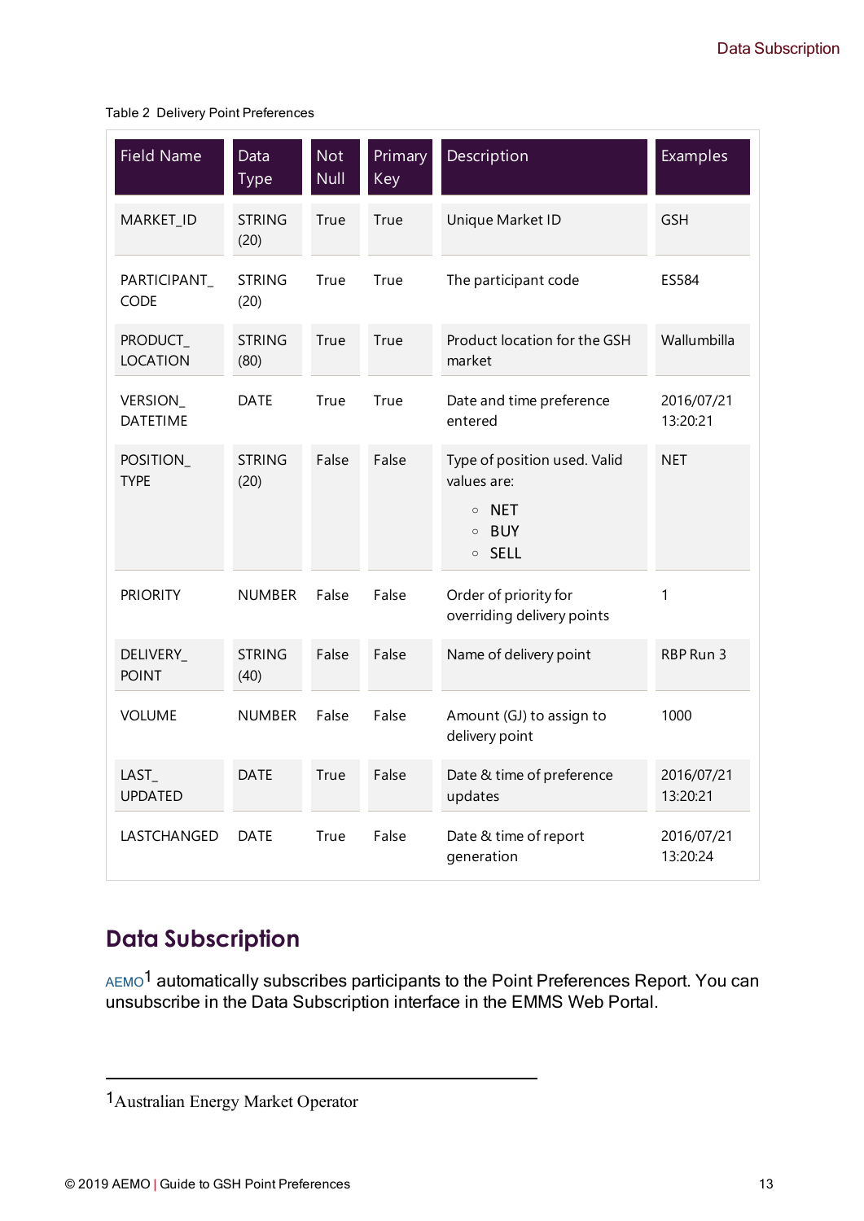Table 2 Delivery Point Preferences

| Field Name | Data Type | Not Null | Primary Key | Description | Examples |
|---|---|---|---|---|---|
| MARKET_ID | STRING (20) | True | True | Unique Market ID | GSH |
| PARTICIPANT_CODE | STRING (20) | True | True | The participant code | ES584 |
| PRODUCT_LOCATION | STRING (80) | True | True | Product location for the GSH market | Wallumbilla |
| VERSION_DATETIME | DATE | True | True | Date and time preference entered | 2016/07/21 13:20:21 |
| POSITION_TYPE | STRING (20) | False | False | Type of position used. Valid values are: <br>◦ NET <br>◦ BUY <br>◦ SELL | NET |
| PRIORITY | NUMBER | False | False | Order of priority for overriding delivery points | 1 |
| DELIVERY_POINT | STRING (40) | False | False | Name of delivery point | RBP Run 3 |
| VOLUME | NUMBER | False | False | Amount (GJ) to assign to delivery point | 1000 |
| LAST_UPDATED | DATE | True | False | Date & time of preference updates | 2016/07/21 13:20:21 |
| LASTCHANGED | DATE | True | False | Date & time of report generation | 2016/07/21 13:20:24 |

## Data Subscription

AEMO[1] automatically subscribes participants to the Point Preferences Report. You can unsubscribe in the Data Subscription interface in the EMMS Web Portal.

[1] Australian Energy Market Operator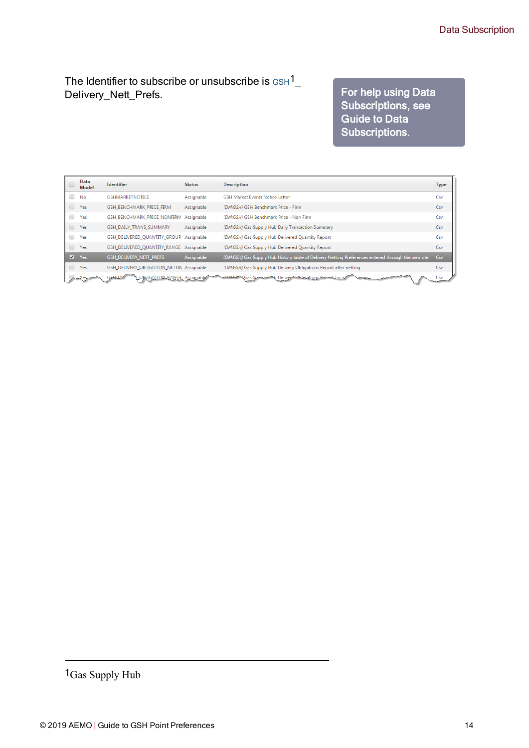The Identifier to subscribe or unsubscribe is GSH[1]_ Delivery_Nett_Prefs.

For help using Data Subscriptions, see Guide to Data Subscriptions.

| | Data Model | Identifier | Status | Description | Type |
|---|---|---|---|---|---|
| ☐ | No | GSHMARKETNOTICE | Assignable | GSH Market Events Notice Letter | Csv |
| ☐ | Yes | GSH_BENCHMARK_PRICE_FIRM | Assignable | (DM:GSH) GSH Benchmark Price - Firm | Csv |
| ☐ | Yes | GSH_BENCHMARK_PRICE_NONFIRM | Assignable | (DM:GSH) GSH Benchmark Price - Non Firm | Csv |
| ☐ | Yes | GSH_DAILY_TRANS_SUMMARY | Assignable | (DM:GSH) Gas Supply Hub Daily Transaction Summary | Csv |
| ☐ | Yes | GSH_DELIVERED_QUANTITY_GROUP | Assignable | (DM:GSH) Gas Supply Hub Delivered Quantity Report | Csv |
| ☐ | Yes | GSH_DELIVERED_QUANTITY_RANGE | Assignable | (DM:GSH) Gas Supply Hub Delivered Quantity Report | Csv |
| ☑ | Yes | GSH_DELIVERY_NETT_PREFS | Assignable | (DM:GSH) Gas Supply Hub History table of Delivery Netting Preferences entered through the web site | Csv |
| ☐ | Yes | GSH_DELIVERY_OBLIGATION_NETTIN | Assignable | (DM:GSH) Gas Supply Hub Delivery Obligations Report after netting | Csv |
| ☐ | Yes | GSH_DELIVERY_OBLIGATION_RANGE | Assignable | (DM:GSH) Gas Supply Hub Delivery Obligations Report for a ... range | Csv |

[1]Gas Supply Hub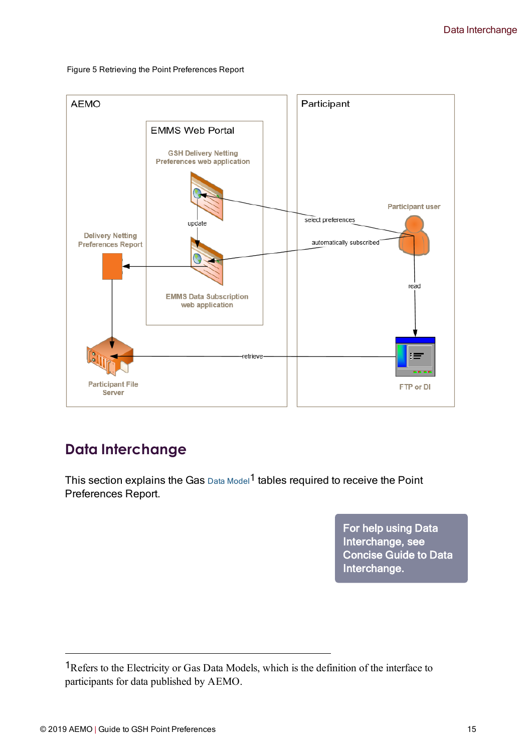Figure 5 Retrieving the Point Preferences Report

AEMO

EMMS Web Portal

GSH Delivery Netting Preferences web application

update

Delivery Netting Preferences Report

EMMS Data Subscription web application

Participant File Server

retrieve

Participant

Participant user

select preferences

automatically subscribed

read

FTP or DI

# Data Interchange

This section explains the Gas Data Model[1] tables required to receive the Point Preferences Report.

**For help using Data Interchange, see Concise Guide to Data Interchange.**

---

[1] Refers to the Electricity or Gas Data Models, which is the definition of the interface to participants for data published by AEMO.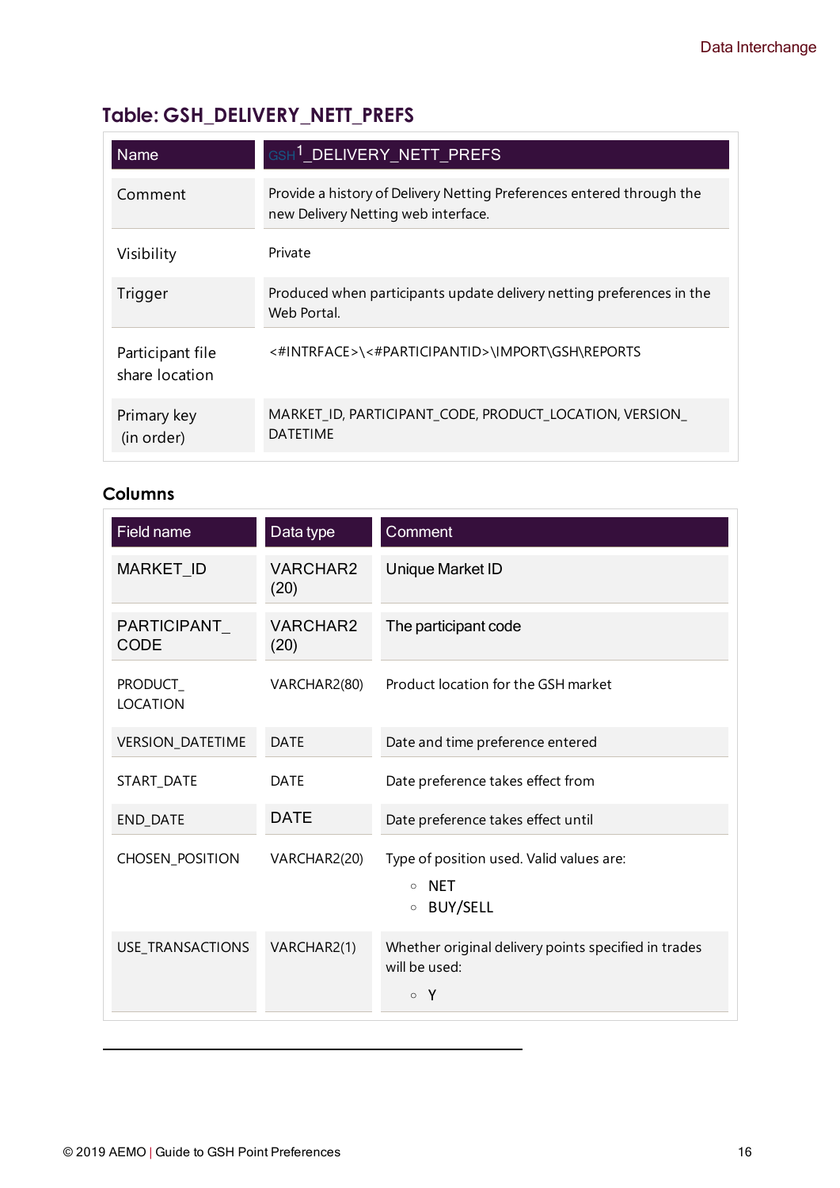## Table: GSH_DELIVERY_NETT_PREFS

| Name | GSH[1]_DELIVERY_NETT_PREFS |
|---|---|
| Comment | Provide a history of Delivery Netting Preferences entered through the new Delivery Netting web interface. |
| Visibility | Private |
| Trigger | Produced when participants update delivery netting preferences in the Web Portal. |
| Participant file share location | <#INTRFACE>\<#PARTICIPANTID>\IMPORT\GSH\REPORTS |
| Primary key (in order) | MARKET_ID, PARTICIPANT_CODE, PRODUCT_LOCATION, VERSION_DATETIME |

### Columns

| Field name | Data type | Comment |
|---|---|---|
| MARKET_ID | VARCHAR2 (20) | Unique Market ID |
| PARTICIPANT_CODE | VARCHAR2 (20) | The participant code |
| PRODUCT_LOCATION | VARCHAR2(80) | Product location for the GSH market |
| VERSION_DATETIME | DATE | Date and time preference entered |
| START_DATE | DATE | Date preference takes effect from |
| END_DATE | DATE | Date preference takes effect until |
| CHOSEN_POSITION | VARCHAR2(20) | Type of position used. Valid values are: ◦ NET ◦ BUY/SELL |
| USE_TRANSACTIONS | VARCHAR2(1) | Whether original delivery points specified in trades will be used: ◦ Y |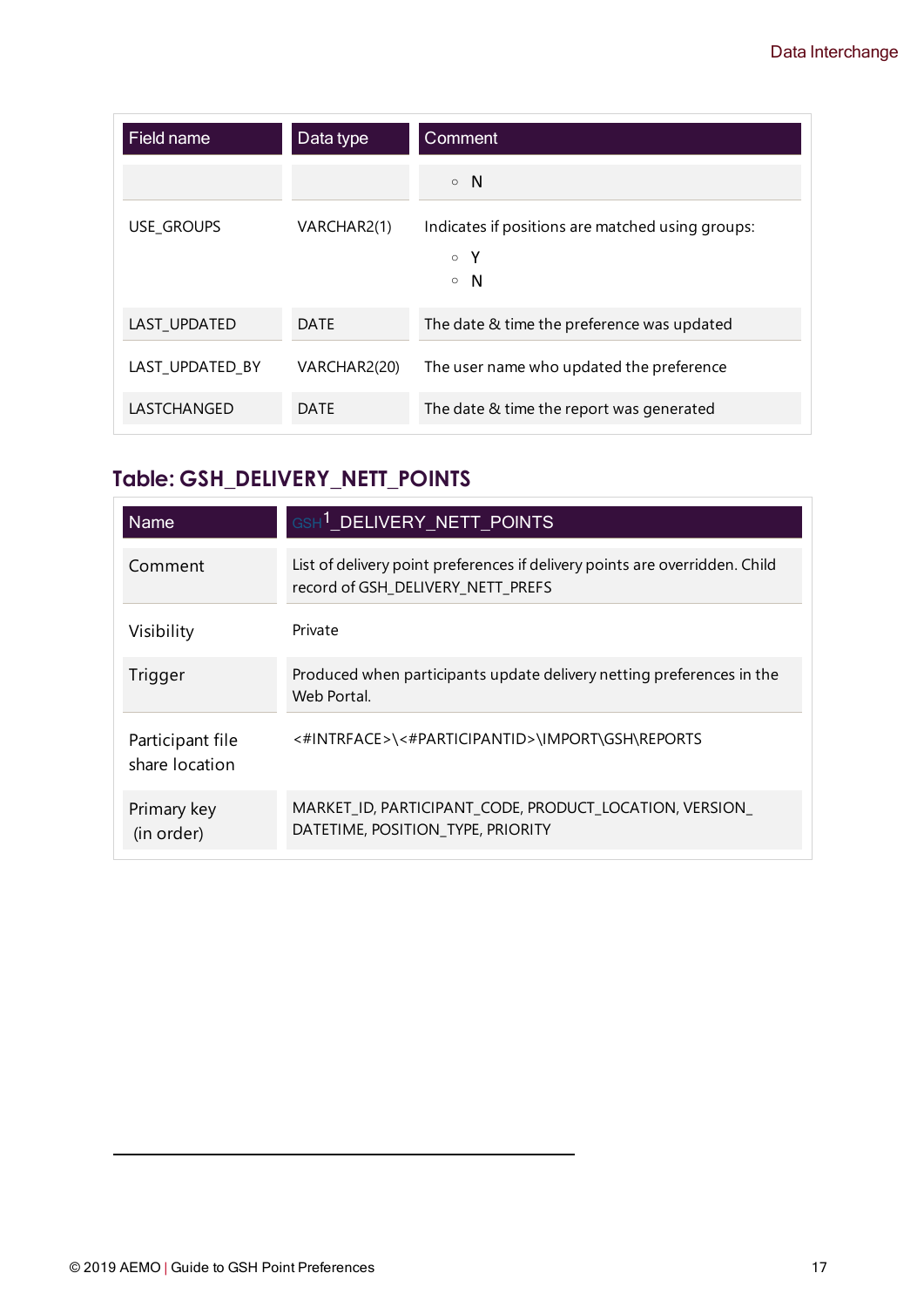| Field name | Data type | Comment |
|---|---|---|
| | | ◦ N |
| USE_GROUPS | VARCHAR2(1) | Indicates if positions are matched using groups:<br>◦ Y<br>◦ N |
| LAST_UPDATED | DATE | The date & time the preference was updated |
| LAST_UPDATED_BY | VARCHAR2(20) | The user name who updated the preference |
| LASTCHANGED | DATE | The date & time the report was generated |

## Table: GSH_DELIVERY_NETT_POINTS

| Name | GSH[1]_DELIVERY_NETT_POINTS |
|---|---|
| Comment | List of delivery point preferences if delivery points are overridden. Child record of GSH_DELIVERY_NETT_PREFS |
| Visibility | Private |
| Trigger | Produced when participants update delivery netting preferences in the Web Portal. |
| Participant file share location | <#INTRFACE>\<#PARTICIPANTID>\IMPORT\GSH\REPORTS |
| Primary key (in order) | MARKET_ID, PARTICIPANT_CODE, PRODUCT_LOCATION, VERSION_DATETIME, POSITION_TYPE, PRIORITY |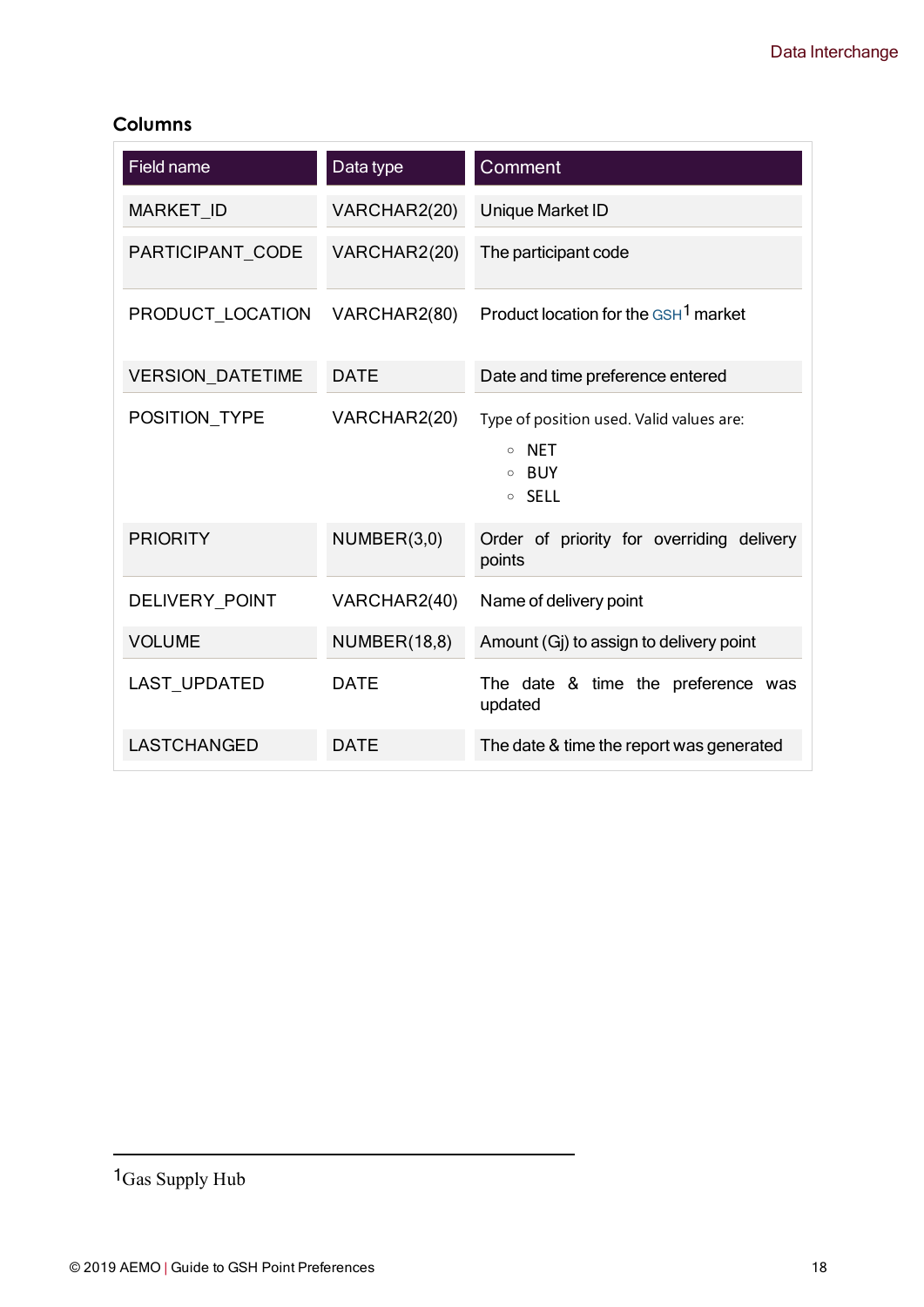### Columns

| Field name | Data type | Comment |
|---|---|---|
| MARKET_ID | VARCHAR2(20) | Unique Market ID |
| PARTICIPANT_CODE | VARCHAR2(20) | The participant code |
| PRODUCT_LOCATION | VARCHAR2(80) | Product location for the GSH[1] market |
| VERSION_DATETIME | DATE | Date and time preference entered |
| POSITION_TYPE | VARCHAR2(20) | Type of position used. Valid values are: <br>◦ NET <br>◦ BUY <br>◦ SELL |
| PRIORITY | NUMBER(3,0) | Order of priority for overriding delivery points |
| DELIVERY_POINT | VARCHAR2(40) | Name of delivery point |
| VOLUME | NUMBER(18,8) | Amount (Gj) to assign to delivery point |
| LAST_UPDATED | DATE | The date & time the preference was updated |
| LASTCHANGED | DATE | The date & time the report was generated |

[1] Gas Supply Hub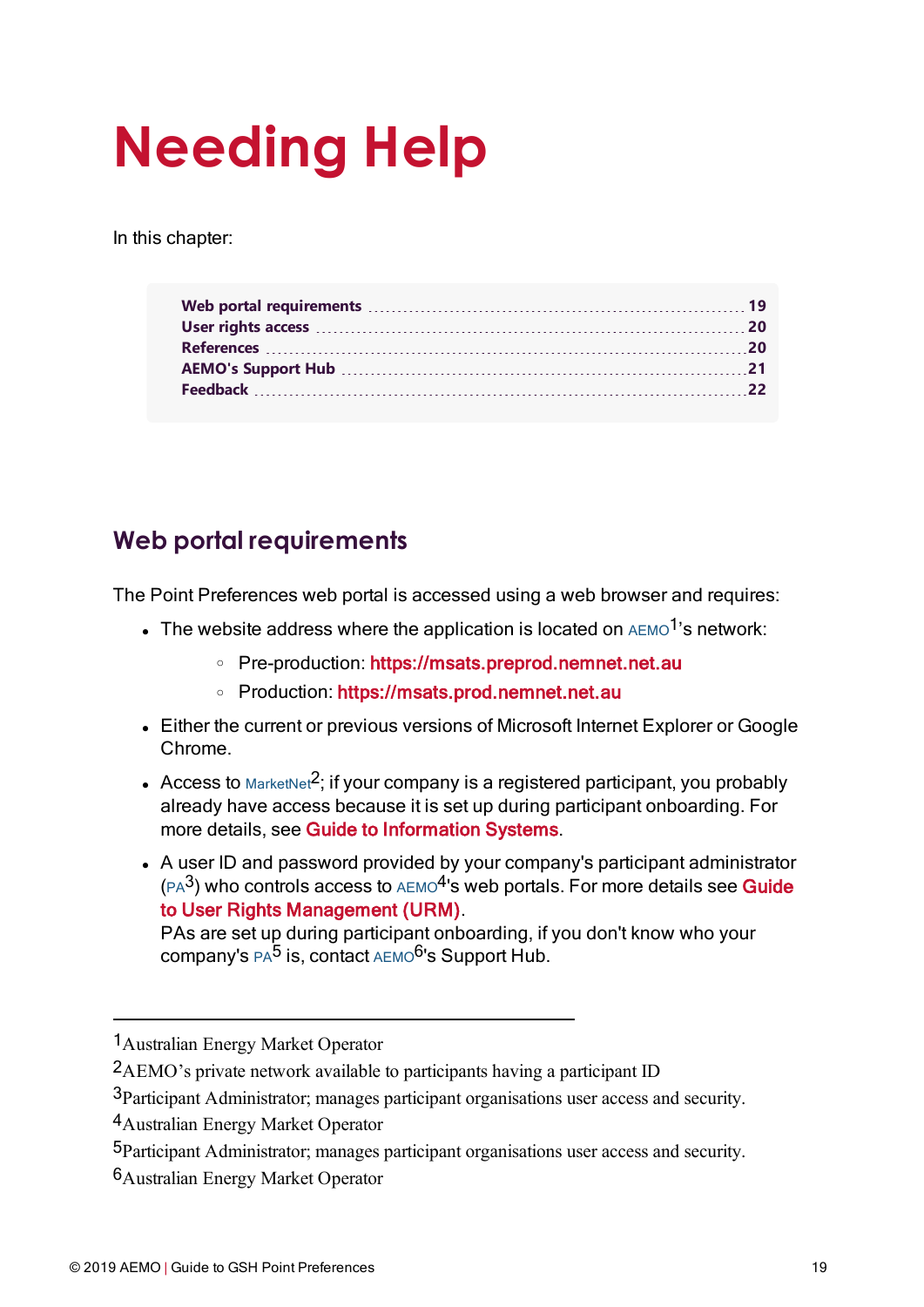# Needing Help

In this chapter:

| | |
|---|---|
| Web portal requirements | 19 |
| User rights access | 20 |
| References | 20 |
| AEMO's Support Hub | 21 |
| Feedback | 22 |

## Web portal requirements

The Point Preferences web portal is accessed using a web browser and requires:

- The website address where the application is located on AEMO[1]'s network:
  - Pre-production: https://msats.preprod.nemnet.net.au
  - Production: https://msats.prod.nemnet.net.au
- Either the current or previous versions of Microsoft Internet Explorer or Google Chrome.
- Access to MarketNet[2]; if your company is a registered participant, you probably already have access because it is set up during participant onboarding. For more details, see Guide to Information Systems.
- A user ID and password provided by your company's participant administrator (PA[3]) who controls access to AEMO[4]'s web portals. For more details see Guide to User Rights Management (URM).
  PAs are set up during participant onboarding, if you don't know who your company's PA[5] is, contact AEMO[6]'s Support Hub.

---

[1] Australian Energy Market Operator

[2] AEMO's private network available to participants having a participant ID

[3] Participant Administrator; manages participant organisations user access and security.

[4] Australian Energy Market Operator

[5] Participant Administrator; manages participant organisations user access and security.

[6] Australian Energy Market Operator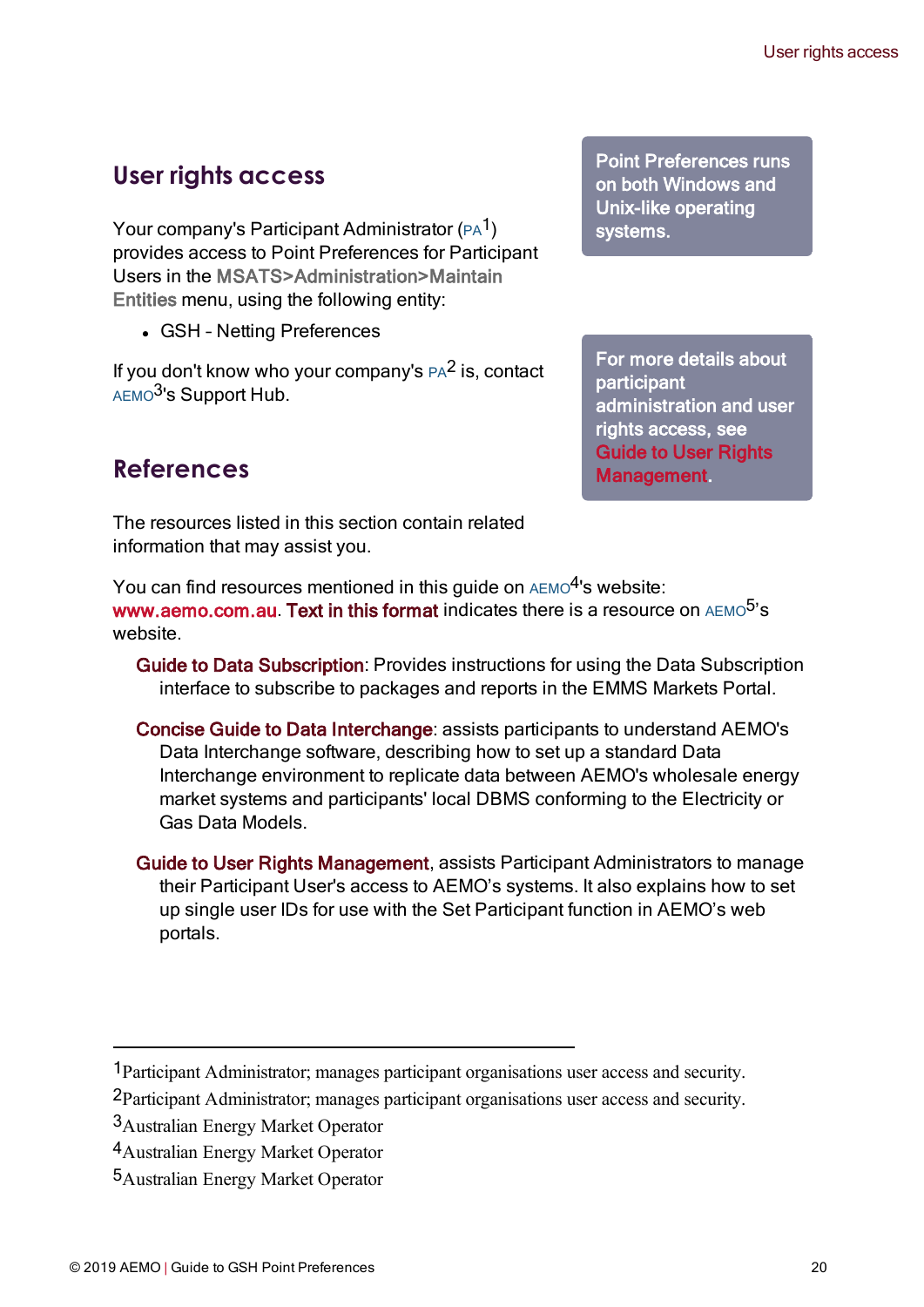## User rights access

Your company's Participant Administrator (PA[1]) provides access to Point Preferences for Participant Users in the MSATS>Administration>Maintain Entities menu, using the following entity:

- GSH - Netting Preferences

If you don't know who your company's PA[2] is, contact AEMO[3]'s Support Hub.

> **Point Preferences runs on both Windows and Unix-like operating systems.**

> **For more details about participant administration and user rights access, see Guide to User Rights Management.**

## References

The resources listed in this section contain related information that may assist you.

You can find resources mentioned in this guide on AEMO[4]'s website: www.aemo.com.au. Text in this format indicates there is a resource on AEMO[5]'s website.

Guide to Data Subscription: Provides instructions for using the Data Subscription interface to subscribe to packages and reports in the EMMS Markets Portal.

Concise Guide to Data Interchange: assists participants to understand AEMO's Data Interchange software, describing how to set up a standard Data Interchange environment to replicate data between AEMO's wholesale energy market systems and participants' local DBMS conforming to the Electricity or Gas Data Models.

Guide to User Rights Management, assists Participant Administrators to manage their Participant User's access to AEMO's systems. It also explains how to set up single user IDs for use with the Set Participant function in AEMO's web portals.

---

[1] Participant Administrator; manages participant organisations user access and security.

[2] Participant Administrator; manages participant organisations user access and security.

[3] Australian Energy Market Operator

[4] Australian Energy Market Operator

[5] Australian Energy Market Operator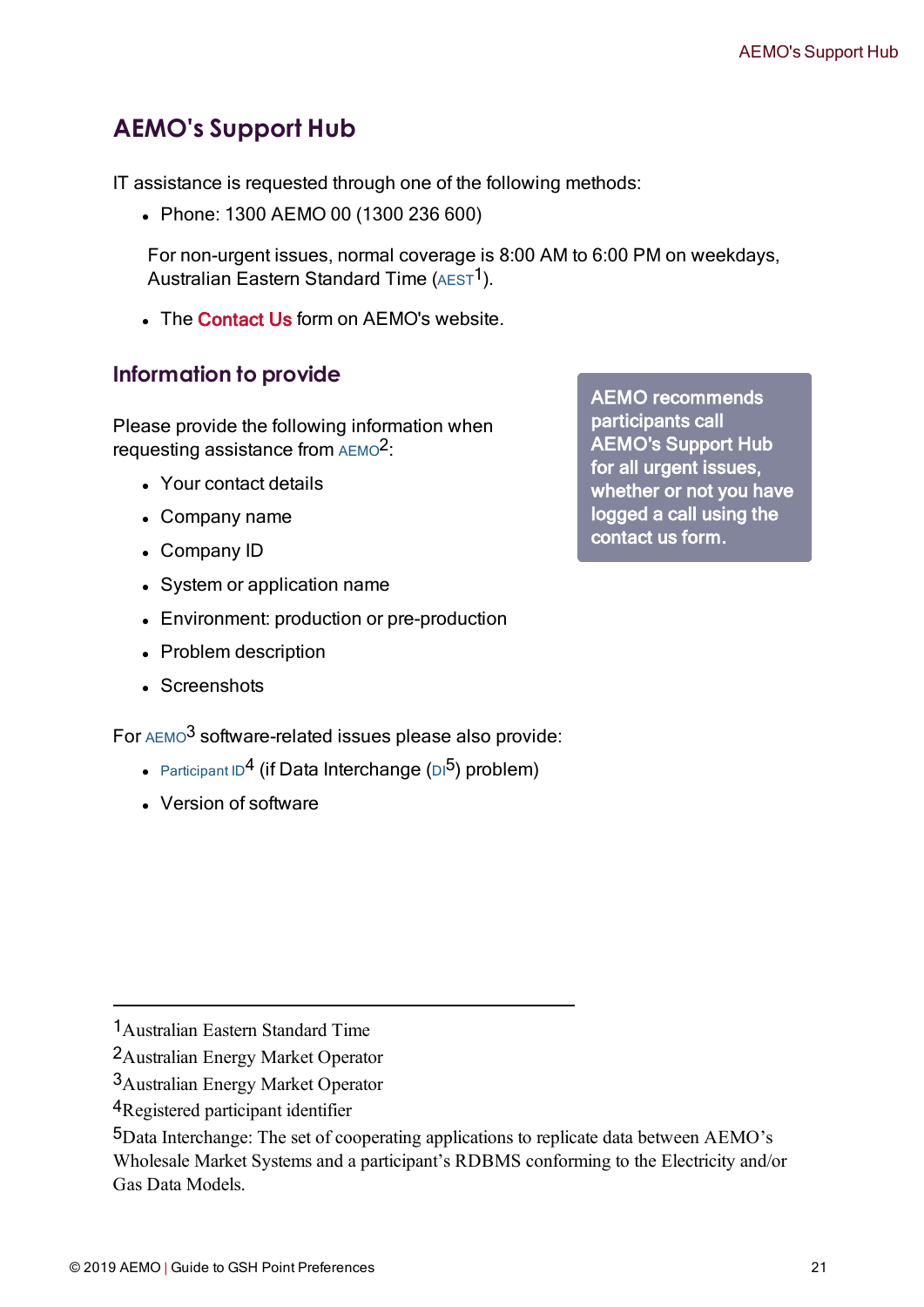# AEMO's Support Hub

IT assistance is requested through one of the following methods:

- Phone: 1300 AEMO 00 (1300 236 600)

  For non-urgent issues, normal coverage is 8:00 AM to 6:00 PM on weekdays, Australian Eastern Standard Time (AEST[1]).

- The **Contact Us** form on AEMO's website.

## Information to provide

**AEMO recommends participants call AEMO's Support Hub for all urgent issues, whether or not you have logged a call using the contact us form.**

Please provide the following information when requesting assistance from AEMO[2]:

- Your contact details
- Company name
- Company ID
- System or application name
- Environment: production or pre-production
- Problem description
- Screenshots

For AEMO[3] software-related issues please also provide:

- Participant ID[4] (if Data Interchange (DI[5]) problem)
- Version of software

---

[1] Australian Eastern Standard Time

[2] Australian Energy Market Operator

[3] Australian Energy Market Operator

[4] Registered participant identifier

[5] Data Interchange: The set of cooperating applications to replicate data between AEMO's Wholesale Market Systems and a participant's RDBMS conforming to the Electricity and/or Gas Data Models.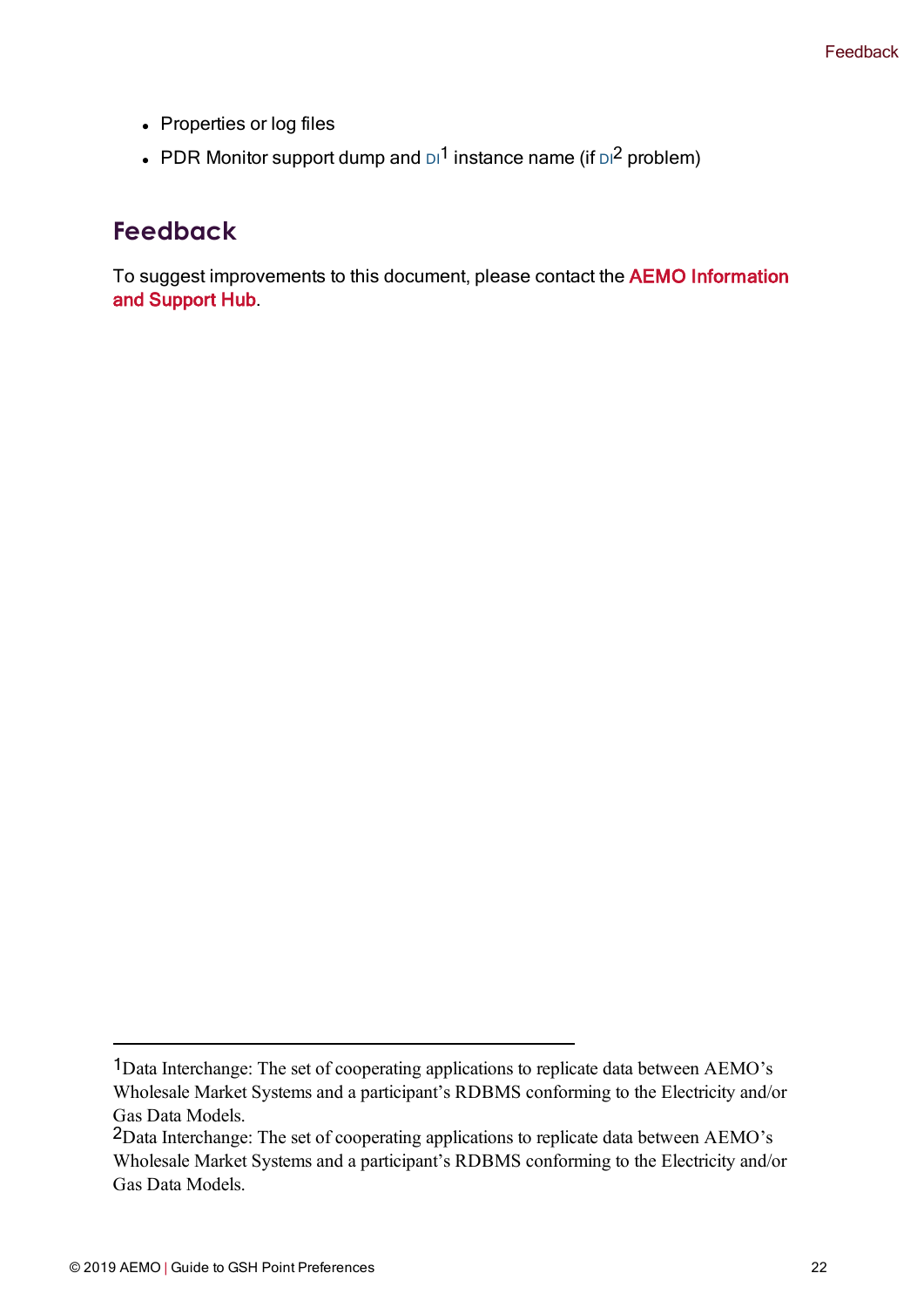- Properties or log files
- PDR Monitor support dump and DI[1] instance name (if DI[2] problem)

## Feedback

To suggest improvements to this document, please contact the **AEMO Information and Support Hub**.

---

[1]Data Interchange: The set of cooperating applications to replicate data between AEMO's Wholesale Market Systems and a participant's RDBMS conforming to the Electricity and/or Gas Data Models.

[2]Data Interchange: The set of cooperating applications to replicate data between AEMO's Wholesale Market Systems and a participant's RDBMS conforming to the Electricity and/or Gas Data Models.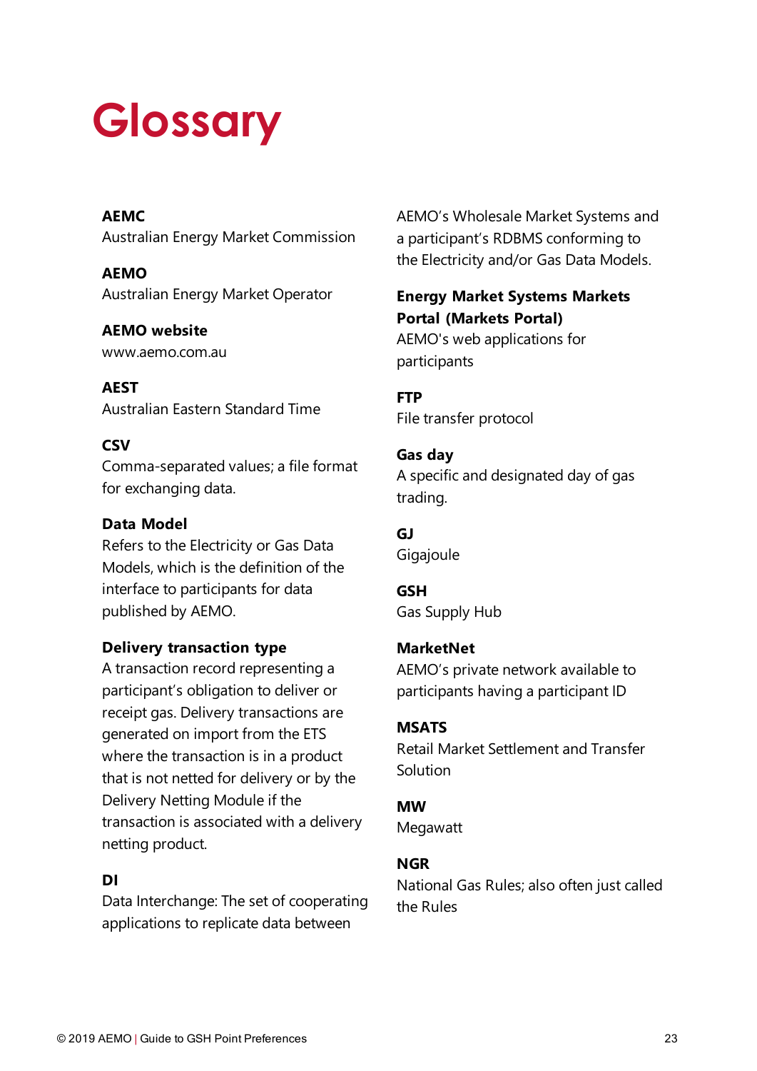# Glossary

**AEMC**
Australian Energy Market Commission

**AEMO**
Australian Energy Market Operator

**AEMO website**
www.aemo.com.au

**AEST**
Australian Eastern Standard Time

**CSV**
Comma-separated values; a file format for exchanging data.

**Data Model**
Refers to the Electricity or Gas Data Models, which is the definition of the interface to participants for data published by AEMO.

**Delivery transaction type**
A transaction record representing a participant's obligation to deliver or receipt gas. Delivery transactions are generated on import from the ETS where the transaction is in a product that is not netted for delivery or by the Delivery Netting Module if the transaction is associated with a delivery netting product.

**DI**
Data Interchange: The set of cooperating applications to replicate data between AEMO's Wholesale Market Systems and a participant's RDBMS conforming to the Electricity and/or Gas Data Models.

**Energy Market Systems Markets Portal (Markets Portal)**
AEMO's web applications for participants

**FTP**
File transfer protocol

**Gas day**
A specific and designated day of gas trading.

**GJ**
Gigajoule

**GSH**
Gas Supply Hub

**MarketNet**
AEMO's private network available to participants having a participant ID

**MSATS**
Retail Market Settlement and Transfer Solution

**MW**
Megawatt

**NGR**
National Gas Rules; also often just called the Rules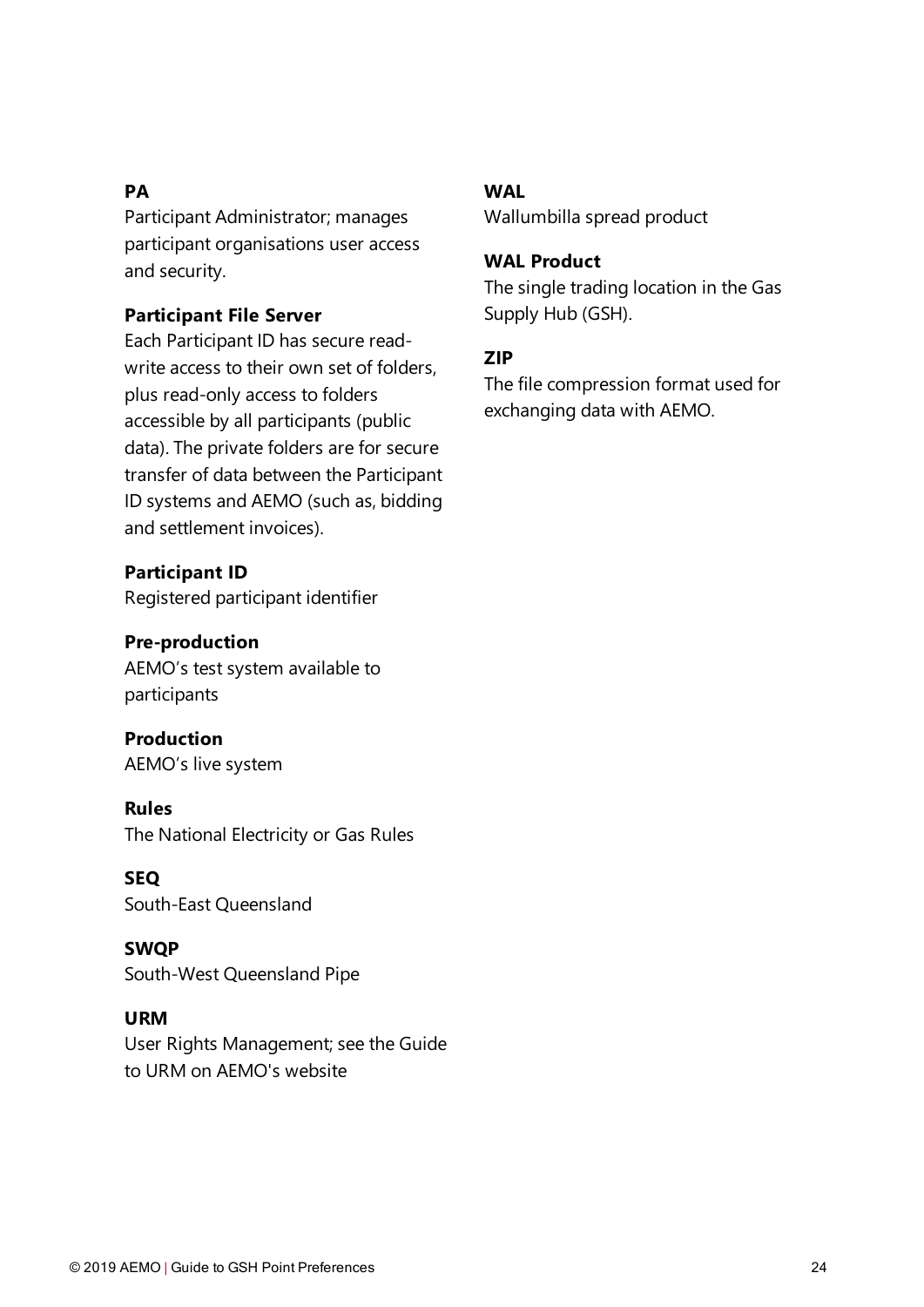**PA**
Participant Administrator; manages participant organisations user access and security.

**Participant File Server**
Each Participant ID has secure read-write access to their own set of folders, plus read-only access to folders accessible by all participants (public data). The private folders are for secure transfer of data between the Participant ID systems and AEMO (such as, bidding and settlement invoices).

**Participant ID**
Registered participant identifier

**Pre-production**
AEMO's test system available to participants

**Production**
AEMO's live system

**Rules**
The National Electricity or Gas Rules

**SEQ**
South-East Queensland

**SWQP**
South-West Queensland Pipe

**URM**
User Rights Management; see the Guide to URM on AEMO's website

**WAL**
Wallumbilla spread product

**WAL Product**
The single trading location in the Gas Supply Hub (GSH).

**ZIP**
The file compression format used for exchanging data with AEMO.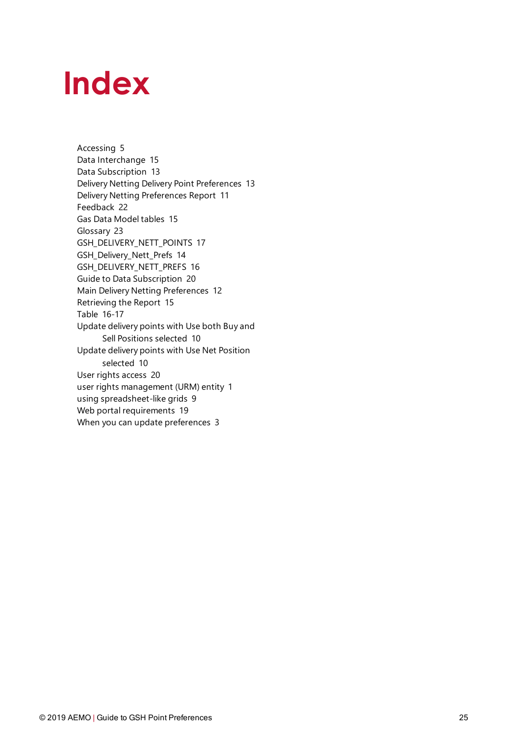# Index

Accessing 5
Data Interchange 15
Data Subscription 13
Delivery Netting Delivery Point Preferences 13
Delivery Netting Preferences Report 11
Feedback 22
Gas Data Model tables 15
Glossary 23
GSH_DELIVERY_NETT_POINTS 17
GSH_Delivery_Nett_Prefs 14
GSH_DELIVERY_NETT_PREFS 16
Guide to Data Subscription 20
Main Delivery Netting Preferences 12
Retrieving the Report 15
Table 16-17
Update delivery points with Use both Buy and Sell Positions selected 10
Update delivery points with Use Net Position selected 10
User rights access 20
user rights management (URM) entity 1
using spreadsheet-like grids 9
Web portal requirements 19
When you can update preferences 3